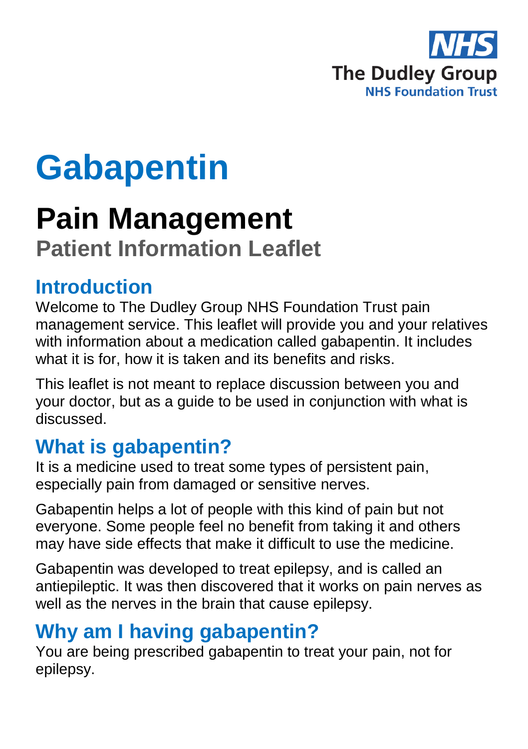NHS

The Dudley Group

NHS Foundation Trust

# Gabapentin

## Pain Management

### Patient Information Leaflet

## Introduction

Welcome to The Dudley Group NHS Foundation Trust pain management service. This leaflet will provide you and your relatives with information about a medication called gabapentin. It includes what it is for, how it is taken and its benefits and risks.

This leaflet is not meant to replace discussion between you and your doctor, but as a guide to be used in conjunction with what is discussed.

## What is gabapentin?

It is a medicine used to treat some types of persistent pain, especially pain from damaged or sensitive nerves.

Gabapentin helps a lot of people with this kind of pain but not everyone. Some people feel no benefit from taking it and others may have side effects that make it difficult to use the medicine.

Gabapentin was developed to treat epilepsy, and is called an antiepileptic. It was then discovered that it works on pain nerves as well as the nerves in the brain that cause epilepsy.

## Why am I having gabapentin?

You are being prescribed gabapentin to treat your pain, not for epilepsy.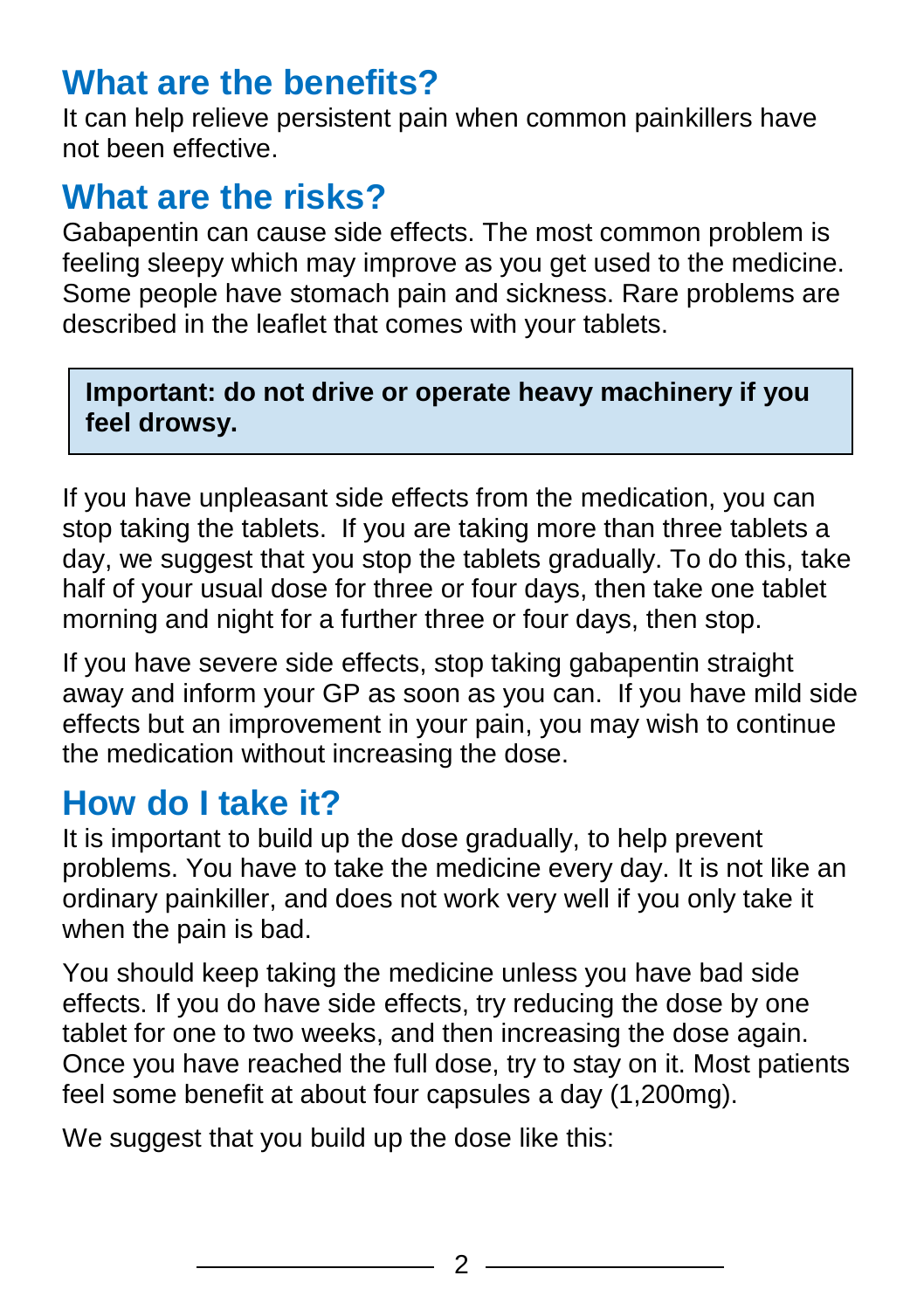## What are the benefits?

It can help relieve persistent pain when common painkillers have not been effective.

## What are the risks?

Gabapentin can cause side effects. The most common problem is feeling sleepy which may improve as you get used to the medicine. Some people have stomach pain and sickness. Rare problems are described in the leaflet that comes with your tablets.

> **Important: do not drive or operate heavy machinery if you feel drowsy.**

If you have unpleasant side effects from the medication, you can stop taking the tablets. If you are taking more than three tablets a day, we suggest that you stop the tablets gradually. To do this, take half of your usual dose for three or four days, then take one tablet morning and night for a further three or four days, then stop.

If you have severe side effects, stop taking gabapentin straight away and inform your GP as soon as you can. If you have mild side effects but an improvement in your pain, you may wish to continue the medication without increasing the dose.

## How do I take it?

It is important to build up the dose gradually, to help prevent problems. You have to take the medicine every day. It is not like an ordinary painkiller, and does not work very well if you only take it when the pain is bad.

You should keep taking the medicine unless you have bad side effects. If you do have side effects, try reducing the dose by one tablet for one to two weeks, and then increasing the dose again. Once you have reached the full dose, try to stay on it. Most patients feel some benefit at about four capsules a day (1,200mg).

We suggest that you build up the dose like this: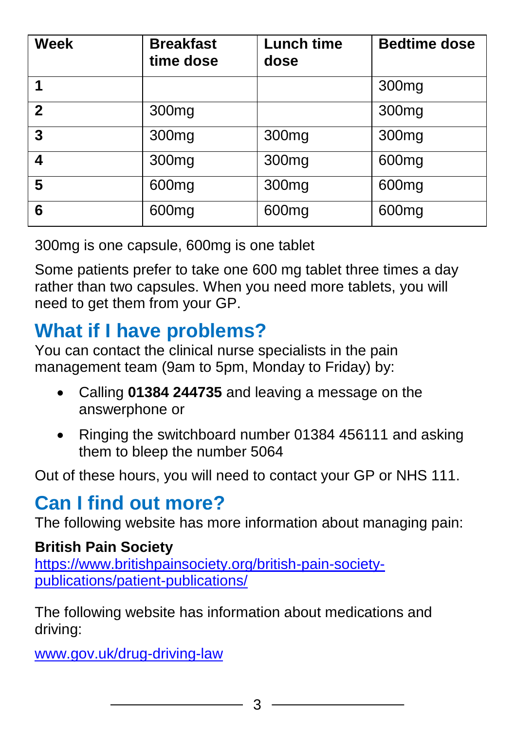| Week | Breakfast time dose | Lunch time dose | Bedtime dose |
|---|---|---|---|
| **1** | | | 300mg |
| **2** | 300mg | | 300mg |
| **3** | 300mg | 300mg | 300mg |
| **4** | 300mg | 300mg | 600mg |
| **5** | 600mg | 300mg | 600mg |
| **6** | 600mg | 600mg | 600mg |

300mg is one capsule, 600mg is one tablet

Some patients prefer to take one 600 mg tablet three times a day rather than two capsules. When you need more tablets, you will need to get them from your GP.

## What if I have problems?

You can contact the clinical nurse specialists in the pain management team (9am to 5pm, Monday to Friday) by:

- Calling **01384 244735** and leaving a message on the answerphone or
- Ringing the switchboard number 01384 456111 and asking them to bleep the number 5064

Out of these hours, you will need to contact your GP or NHS 111.

## Can I find out more?

The following website has more information about managing pain:

**British Pain Society**
https://www.britishpainsociety.org/british-pain-society-publications/patient-publications/

The following website has information about medications and driving:

www.gov.uk/drug-driving-law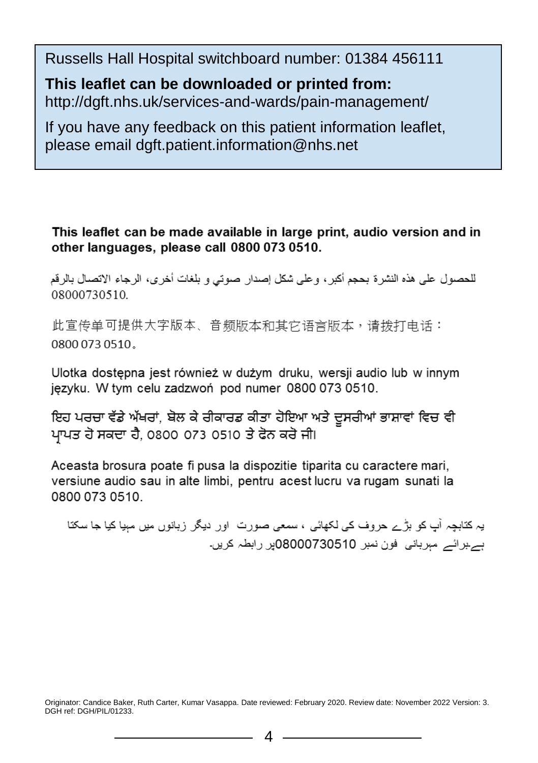Russells Hall Hospital switchboard number: 01384 456111

**This leaflet can be downloaded or printed from:**
http://dgft.nhs.uk/services-and-wards/pain-management/

If you have any feedback on this patient information leaflet, please email dgft.patient.information@nhs.net

**This leaflet can be made available in large print, audio version and in other languages, please call 0800 073 0510.**

للحصول على هذه النشرة بحجم أكبر، وعلى شكل إصدار صوتي و بلغات أخرى، الرجاء الاتصال بالرقم 08000730510.

此宣传单可提供大字版本、音频版本和其它语言版本，请拨打电话：0800 073 0510。

Ulotka dostępna jest również w dużym druku, wersji audio lub w innym języku. W tym celu zadzwoń pod numer 0800 073 0510.

ਇਹ ਪਰਚਾ ਵੱਡੇ ਅੱਖਰਾਂ, ਬੋਲ ਕੇ ਰੀਕਾਰਡ ਕੀਤਾ ਹੋਇਆ ਅਤੇ ਦੂਸਰੀਆਂ ਭਾਸ਼ਾਵਾਂ ਵਿਚ ਵੀ ਪ੍ਰਾਪਤ ਹੋ ਸਕਦਾ ਹੈ, 0800 073 0510 ਤੇ ਫੋਨ ਕਰੋ ਜੀ।

Aceasta brosura poate fi pusa la dispozitie tiparita cu caractere mari, versiune audio sau in alte limbi, pentru acest lucru va rugam sunati la 0800 073 0510.

یہ کتابچہ آپ کو بڑے حروف کی لکھائی ، سمعی صورت اور دیگر زبانوں میں مہیا کیا جا سکتا ہے۔برائے مہربانی فون نمبر 08000730510پر رابطہ کریں۔

Originator: Candice Baker, Ruth Carter, Kumar Vasappa. Date reviewed: February 2020. Review date: November 2022 Version: 3. DGH ref: DGH/PIL/01233.